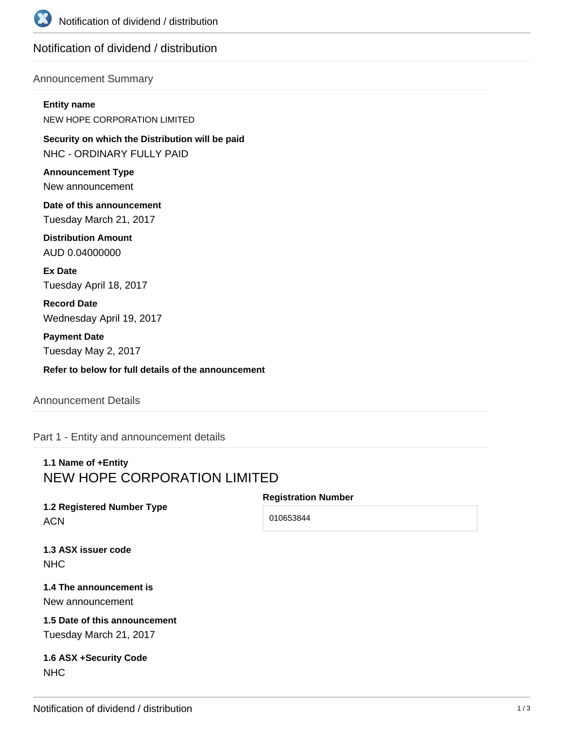# Notification of dividend / distribution

## Announcement Summary

**Entity name**

NEW HOPE CORPORATION LIMITED

**Security on which the Distribution will be paid**

NHC - ORDINARY FULLY PAID

**Announcement Type**

New announcement

**Date of this announcement**

Tuesday March 21, 2017

**Distribution Amount**

AUD 0.04000000

**Ex Date**

Tuesday April 18, 2017

**Record Date**

Wednesday April 19, 2017

**Payment Date**

Tuesday May 2, 2017

**Refer to below for full details of the announcement**

## Announcement Details

## Part 1 - Entity and announcement details

**1.1 Name of +Entity**

NEW HOPE CORPORATION LIMITED

**1.2 Registered Number Type**

ACN

**Registration Number**

010653844

**1.3 ASX issuer code**

NHC

**1.4 The announcement is**

New announcement

**1.5 Date of this announcement**

Tuesday March 21, 2017

**1.6 ASX +Security Code**

NHC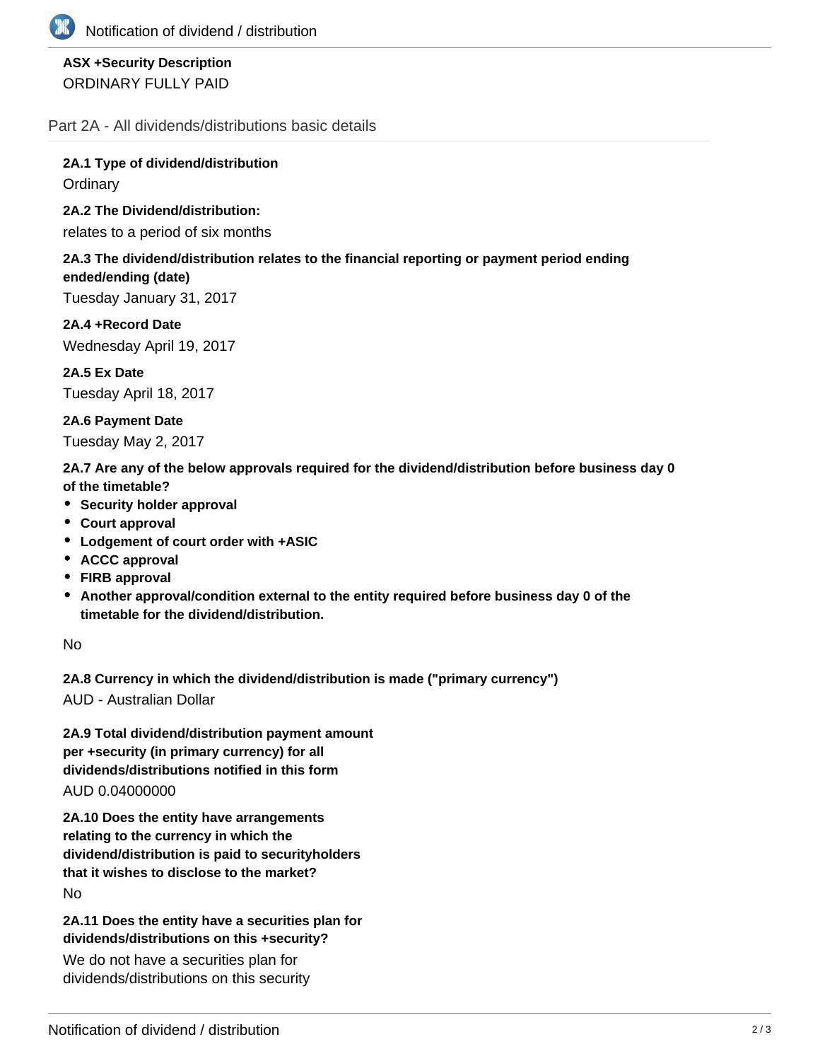**ASX +Security Description**
ORDINARY FULLY PAID

## Part 2A - All dividends/distributions basic details

**2A.1 Type of dividend/distribution**
Ordinary

**2A.2 The Dividend/distribution:**
relates to a period of six months

**2A.3 The dividend/distribution relates to the financial reporting or payment period ending ended/ending (date)**
Tuesday January 31, 2017

**2A.4 +Record Date**
Wednesday April 19, 2017

**2A.5 Ex Date**
Tuesday April 18, 2017

**2A.6 Payment Date**
Tuesday May 2, 2017

**2A.7 Are any of the below approvals required for the dividend/distribution before business day 0 of the timetable?**

- **Security holder approval**
- **Court approval**
- **Lodgement of court order with +ASIC**
- **ACCC approval**
- **FIRB approval**
- **Another approval/condition external to the entity required before business day 0 of the timetable for the dividend/distribution.**

No

**2A.8 Currency in which the dividend/distribution is made ("primary currency")**
AUD - Australian Dollar

**2A.9 Total dividend/distribution payment amount per +security (in primary currency) for all dividends/distributions notified in this form**
AUD 0.04000000

**2A.10 Does the entity have arrangements relating to the currency in which the dividend/distribution is paid to securityholders that it wishes to disclose to the market?**
No

**2A.11 Does the entity have a securities plan for dividends/distributions on this +security?**
We do not have a securities plan for dividends/distributions on this security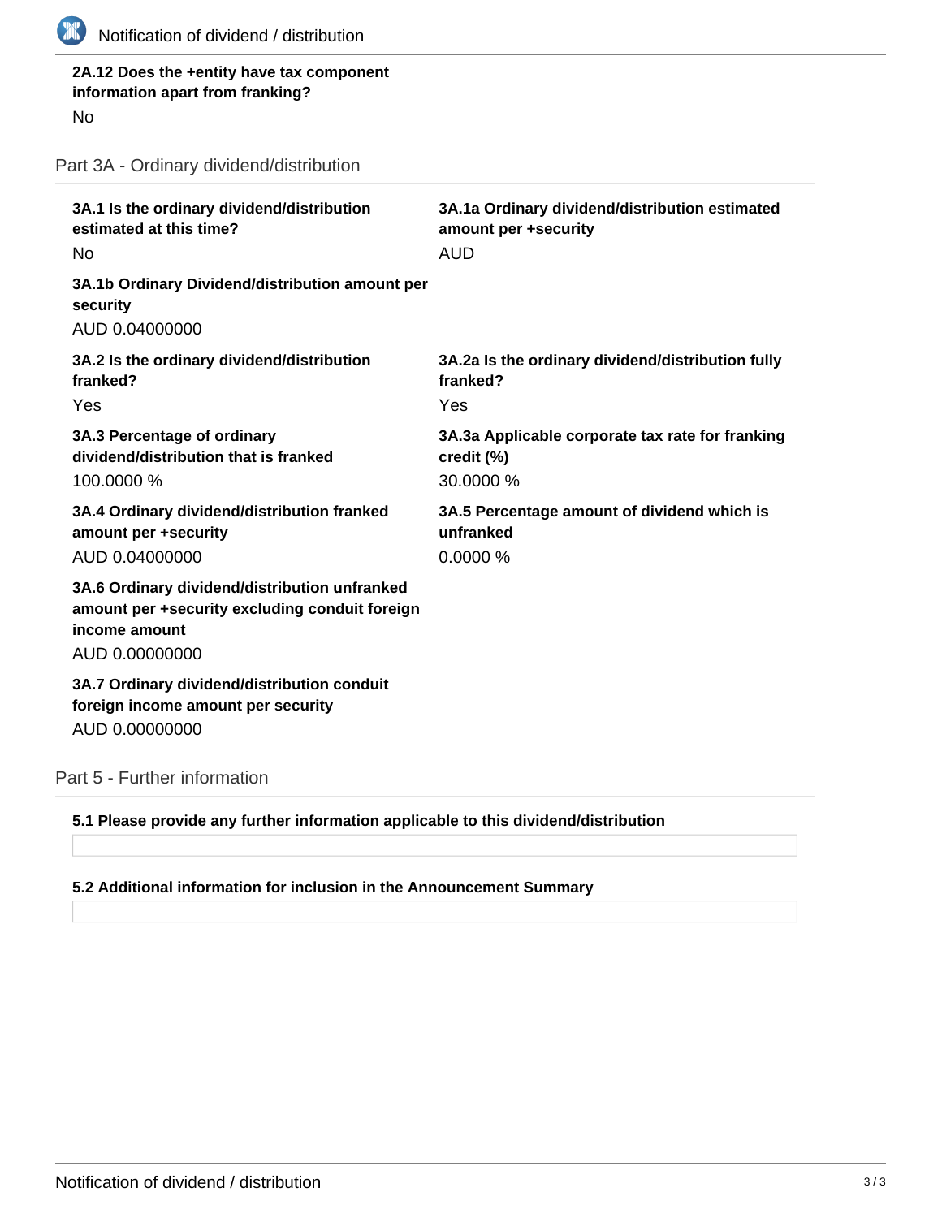**2A.12 Does the +entity have tax component information apart from franking?**

No

## Part 3A - Ordinary dividend/distribution

**3A.1 Is the ordinary dividend/distribution estimated at this time?**

No

**3A.1a Ordinary dividend/distribution estimated amount per +security**

AUD

**3A.1b Ordinary Dividend/distribution amount per security**

AUD 0.04000000

**3A.2 Is the ordinary dividend/distribution franked?**

Yes

**3A.2a Is the ordinary dividend/distribution fully franked?**

Yes

**3A.3 Percentage of ordinary dividend/distribution that is franked**

100.0000 %

**3A.3a Applicable corporate tax rate for franking credit (%)**

30.0000 %

**3A.4 Ordinary dividend/distribution franked amount per +security**

AUD 0.04000000

**3A.5 Percentage amount of dividend which is unfranked**

0.0000 %

**3A.6 Ordinary dividend/distribution unfranked amount per +security excluding conduit foreign income amount**

AUD 0.00000000

**3A.7 Ordinary dividend/distribution conduit foreign income amount per security**

AUD 0.00000000

## Part 5 - Further information

**5.1 Please provide any further information applicable to this dividend/distribution**

**5.2 Additional information for inclusion in the Announcement Summary**